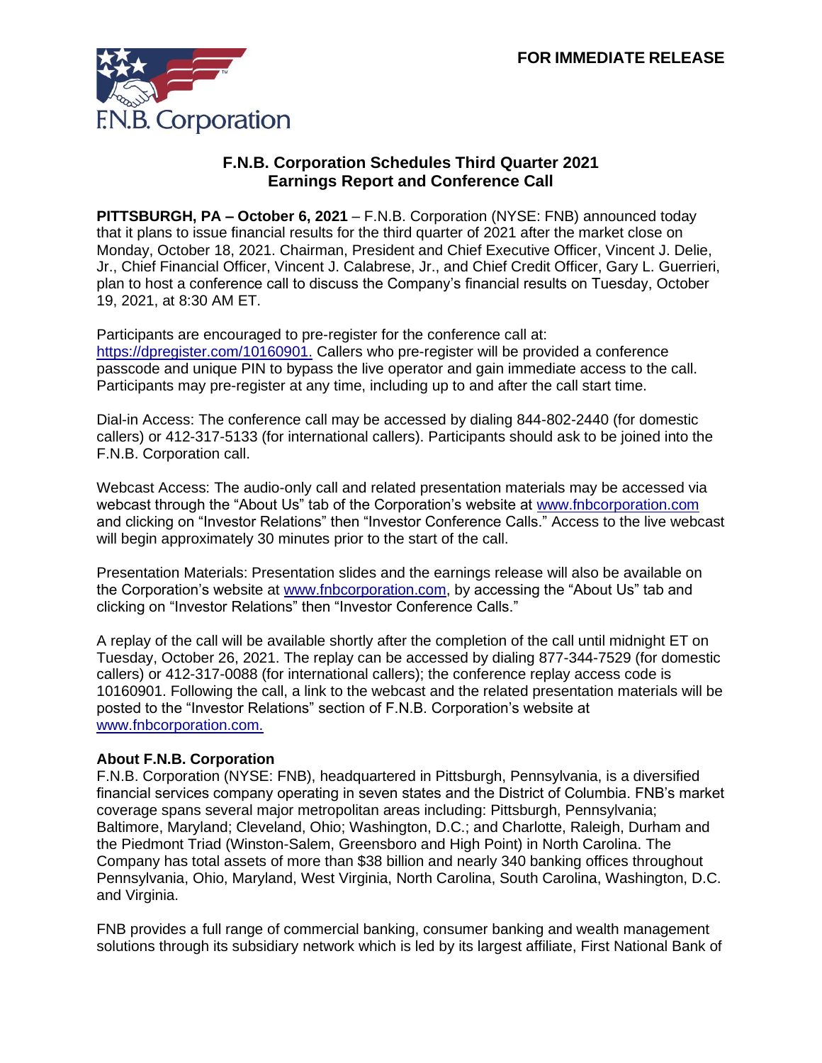**FOR IMMEDIATE RELEASE**

F.N.B. Corporation

## F.N.B. Corporation Schedules Third Quarter 2021 Earnings Report and Conference Call

**PITTSBURGH, PA – October 6, 2021** – F.N.B. Corporation (NYSE: FNB) announced today that it plans to issue financial results for the third quarter of 2021 after the market close on Monday, October 18, 2021. Chairman, President and Chief Executive Officer, Vincent J. Delie, Jr., Chief Financial Officer, Vincent J. Calabrese, Jr., and Chief Credit Officer, Gary L. Guerrieri, plan to host a conference call to discuss the Company's financial results on Tuesday, October 19, 2021, at 8:30 AM ET.

Participants are encouraged to pre-register for the conference call at: https://dpregister.com/10160901. Callers who pre-register will be provided a conference passcode and unique PIN to bypass the live operator and gain immediate access to the call. Participants may pre-register at any time, including up to and after the call start time.

Dial-in Access: The conference call may be accessed by dialing 844-802-2440 (for domestic callers) or 412-317-5133 (for international callers). Participants should ask to be joined into the F.N.B. Corporation call.

Webcast Access: The audio-only call and related presentation materials may be accessed via webcast through the "About Us" tab of the Corporation's website at www.fnbcorporation.com and clicking on "Investor Relations" then "Investor Conference Calls." Access to the live webcast will begin approximately 30 minutes prior to the start of the call.

Presentation Materials: Presentation slides and the earnings release will also be available on the Corporation's website at www.fnbcorporation.com, by accessing the "About Us" tab and clicking on "Investor Relations" then "Investor Conference Calls."

A replay of the call will be available shortly after the completion of the call until midnight ET on Tuesday, October 26, 2021. The replay can be accessed by dialing 877-344-7529 (for domestic callers) or 412-317-0088 (for international callers); the conference replay access code is 10160901. Following the call, a link to the webcast and the related presentation materials will be posted to the "Investor Relations" section of F.N.B. Corporation's website at www.fnbcorporation.com.

**About F.N.B. Corporation**

F.N.B. Corporation (NYSE: FNB), headquartered in Pittsburgh, Pennsylvania, is a diversified financial services company operating in seven states and the District of Columbia. FNB's market coverage spans several major metropolitan areas including: Pittsburgh, Pennsylvania; Baltimore, Maryland; Cleveland, Ohio; Washington, D.C.; and Charlotte, Raleigh, Durham and the Piedmont Triad (Winston-Salem, Greensboro and High Point) in North Carolina. The Company has total assets of more than $38 billion and nearly 340 banking offices throughout Pennsylvania, Ohio, Maryland, West Virginia, North Carolina, South Carolina, Washington, D.C. and Virginia.

FNB provides a full range of commercial banking, consumer banking and wealth management solutions through its subsidiary network which is led by its largest affiliate, First National Bank of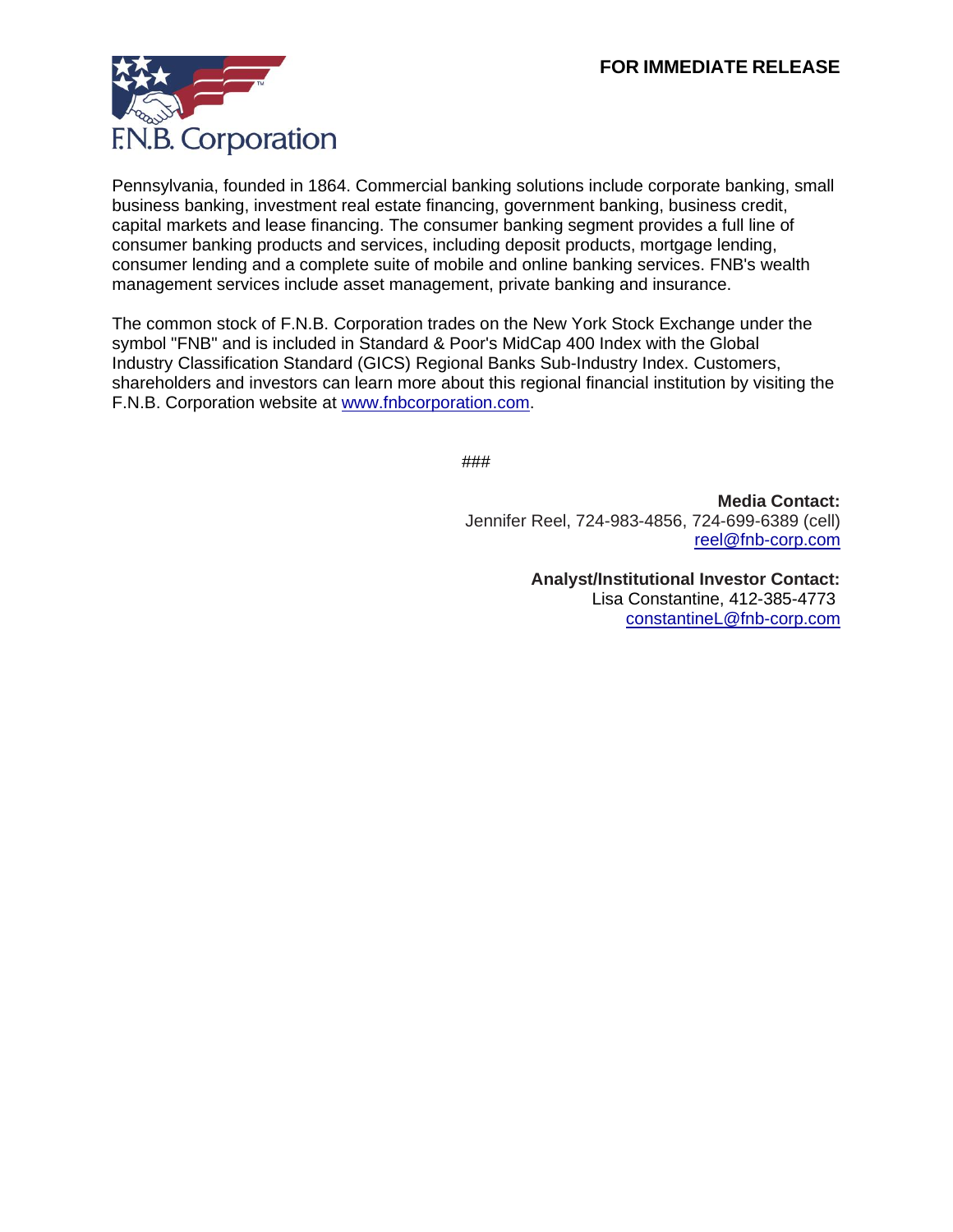**FOR IMMEDIATE RELEASE**

Pennsylvania, founded in 1864. Commercial banking solutions include corporate banking, small business banking, investment real estate financing, government banking, business credit, capital markets and lease financing. The consumer banking segment provides a full line of consumer banking products and services, including deposit products, mortgage lending, consumer lending and a complete suite of mobile and online banking services. FNB's wealth management services include asset management, private banking and insurance.

The common stock of F.N.B. Corporation trades on the New York Stock Exchange under the symbol "FNB" and is included in Standard & Poor's MidCap 400 Index with the Global Industry Classification Standard (GICS) Regional Banks Sub-Industry Index. Customers, shareholders and investors can learn more about this regional financial institution by visiting the F.N.B. Corporation website at www.fnbcorporation.com.

###

**Media Contact:**
Jennifer Reel, 724-983-4856, 724-699-6389 (cell)
reel@fnb-corp.com

**Analyst/Institutional Investor Contact:**
Lisa Constantine, 412-385-4773
constantineL@fnb-corp.com